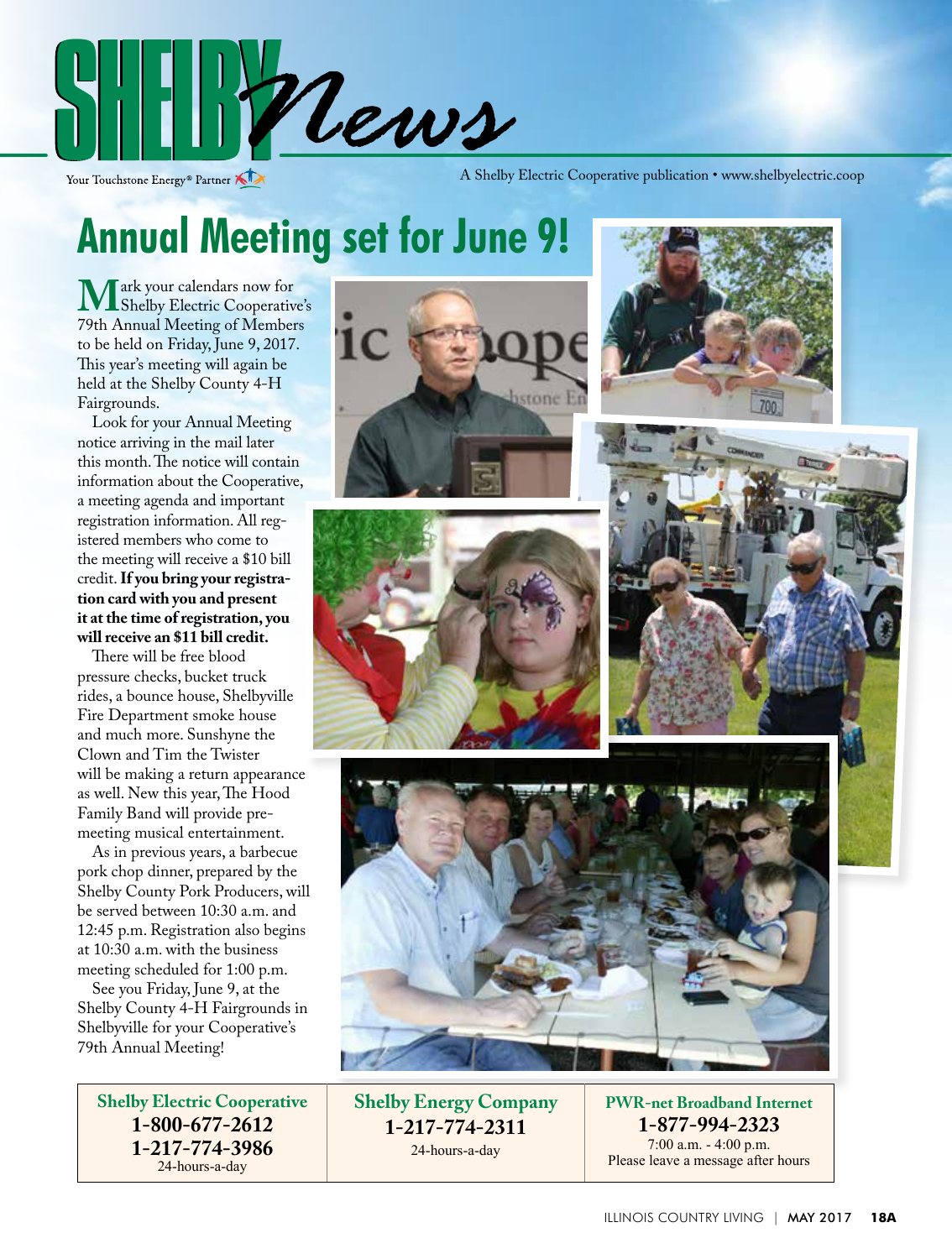# SHELBY News

Your Touchstone Energy® Partner

A Shelby Electric Cooperative publication • www.shelbyelectric.coop

# Annual Meeting set for June 9!

Mark your calendars now for Shelby Electric Cooperative's 79th Annual Meeting of Members to be held on Friday, June 9, 2017. This year's meeting will again be held at the Shelby County 4-H Fairgrounds.

Look for your Annual Meeting notice arriving in the mail later this month. The notice will contain information about the Cooperative, a meeting agenda and important registration information. All registered members who come to the meeting will receive a $10 bill credit. **If you bring your registration card with you and present it at the time of registration, you will receive an $11 bill credit.**

There will be free blood pressure checks, bucket truck rides, a bounce house, Shelbyville Fire Department smoke house and much more. Sunshyne the Clown and Tim the Twister will be making a return appearance as well. New this year, The Hood Family Band will provide pre-meeting musical entertainment.

As in previous years, a barbecue pork chop dinner, prepared by the Shelby County Pork Producers, will be served between 10:30 a.m. and 12:45 p.m. Registration also begins at 10:30 a.m. with the business meeting scheduled for 1:00 p.m.

See you Friday, June 9, at the Shelby County 4-H Fairgrounds in Shelbyville for your Cooperative's 79th Annual Meeting!

| Shelby Electric Cooperative | Shelby Energy Company | PWR-net Broadband Internet |
|---|---|---|
| **1-800-677-2612**<br>**1-217-774-3986**<br>24-hours-a-day | **1-217-774-2311**<br>24-hours-a-day | **1-877-994-2323**<br>7:00 a.m. - 4:00 p.m.<br>Please leave a message after hours |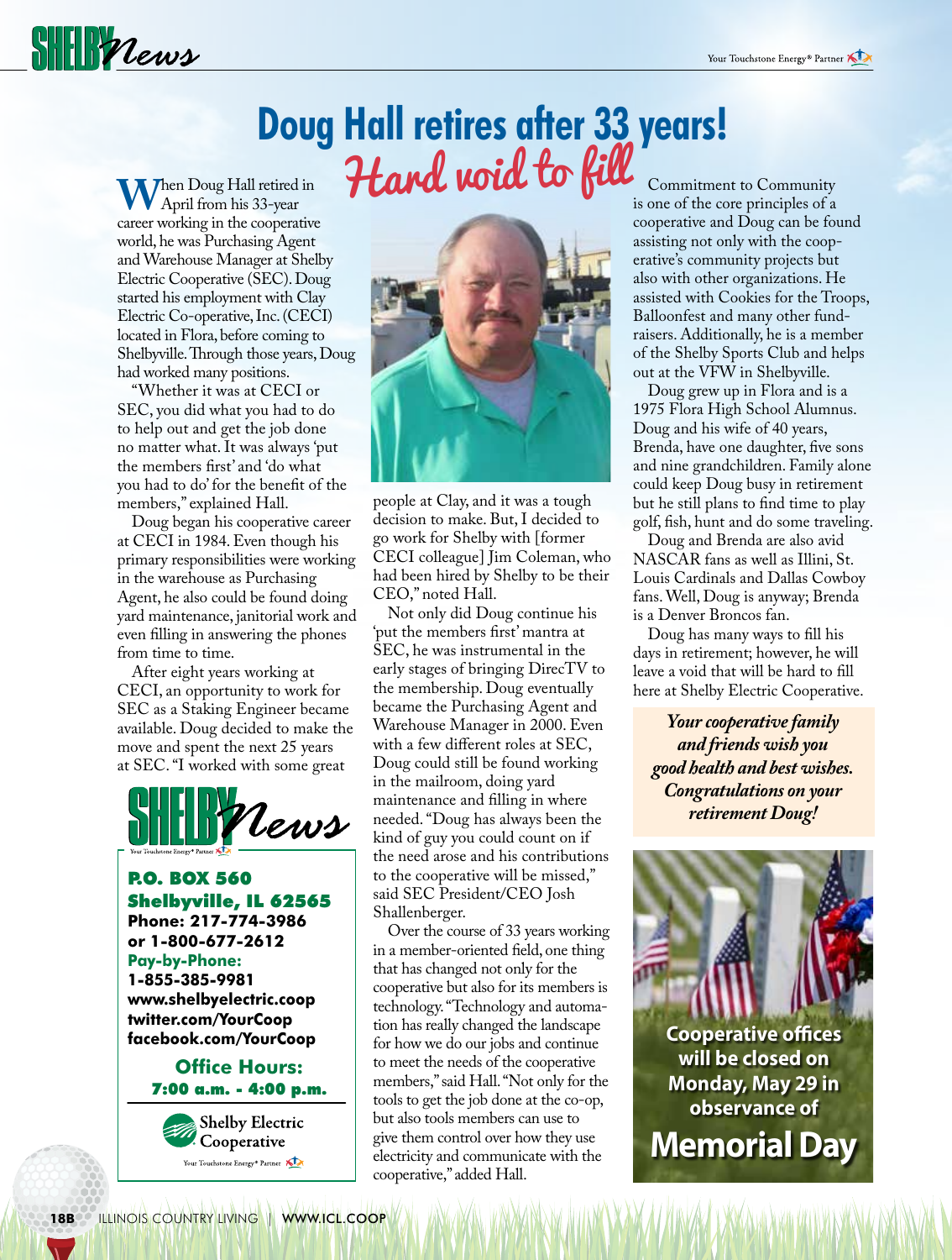# Doug Hall retires after 33 years!

## Hard void to fill

When Doug Hall retired in April from his 33-year career working in the cooperative world, he was Purchasing Agent and Warehouse Manager at Shelby Electric Cooperative (SEC). Doug started his employment with Clay Electric Co-operative, Inc. (CECI) located in Flora, before coming to Shelbyville. Through those years, Doug had worked many positions.

"Whether it was at CECI or SEC, you did what you had to do to help out and get the job done no matter what. It was always 'put the members first' and 'do what you had to do' for the benefit of the members," explained Hall.

Doug began his cooperative career at CECI in 1984. Even though his primary responsibilities were working in the warehouse as Purchasing Agent, he also could be found doing yard maintenance, janitorial work and even filling in answering the phones from time to time.

After eight years working at CECI, an opportunity to work for SEC as a Staking Engineer became available. Doug decided to make the move and spent the next 25 years at SEC. "I worked with some great people at Clay, and it was a tough decision to make. But, I decided to go work for Shelby with [former CECI colleague] Jim Coleman, who had been hired by Shelby to be their CEO," noted Hall.

Not only did Doug continue his 'put the members first' mantra at SEC, he was instrumental in the early stages of bringing DirecTV to the membership. Doug eventually became the Purchasing Agent and Warehouse Manager in 2000. Even with a few different roles at SEC, Doug could still be found working in the mailroom, doing yard maintenance and filling in where needed. "Doug has always been the kind of guy you could count on if the need arose and his contributions to the cooperative will be missed," said SEC President/CEO Josh Shallenberger.

Over the course of 33 years working in a member-oriented field, one thing that has changed not only for the cooperative but also for its members is technology. "Technology and automation has really changed the landscape for how we do our jobs and continue to meet the needs of the cooperative members," said Hall. "Not only for the tools to get the job done at the co-op, but also tools members can use to give them control over how they use electricity and communicate with the cooperative," added Hall.

Commitment to Community is one of the core principles of a cooperative and Doug can be found assisting not only with the cooperative's community projects but also with other organizations. He assisted with Cookies for the Troops, Balloonfest and many other fundraisers. Additionally, he is a member of the Shelby Sports Club and helps out at the VFW in Shelbyville.

Doug grew up in Flora and is a 1975 Flora High School Alumnus. Doug and his wife of 40 years, Brenda, have one daughter, five sons and nine grandchildren. Family alone could keep Doug busy in retirement but he still plans to find time to play golf, fish, hunt and do some traveling.

Doug and Brenda are also avid NASCAR fans as well as Illini, St. Louis Cardinals and Dallas Cowboy fans. Well, Doug is anyway; Brenda is a Denver Broncos fan.

Doug has many ways to fill his days in retirement; however, he will leave a void that will be hard to fill here at Shelby Electric Cooperative.

***Your cooperative family and friends wish you good health and best wishes. Congratulations on your retirement Doug!***

---

**SHELBY News**

**P.O. BOX 560**
**Shelbyville, IL 62565**
**Phone: 217-774-3986**
**or 1-800-677-2612**
**Pay-by-Phone:**
**1-855-385-9981**
**www.shelbyelectric.coop**
**twitter.com/YourCoop**
**facebook.com/YourCoop**

**Office Hours:**
**7:00 a.m. - 4:00 p.m.**

Shelby Electric Cooperative
Your Touchstone Energy® Partner

---

**Cooperative offices will be closed on Monday, May 29 in observance of**

**Memorial Day**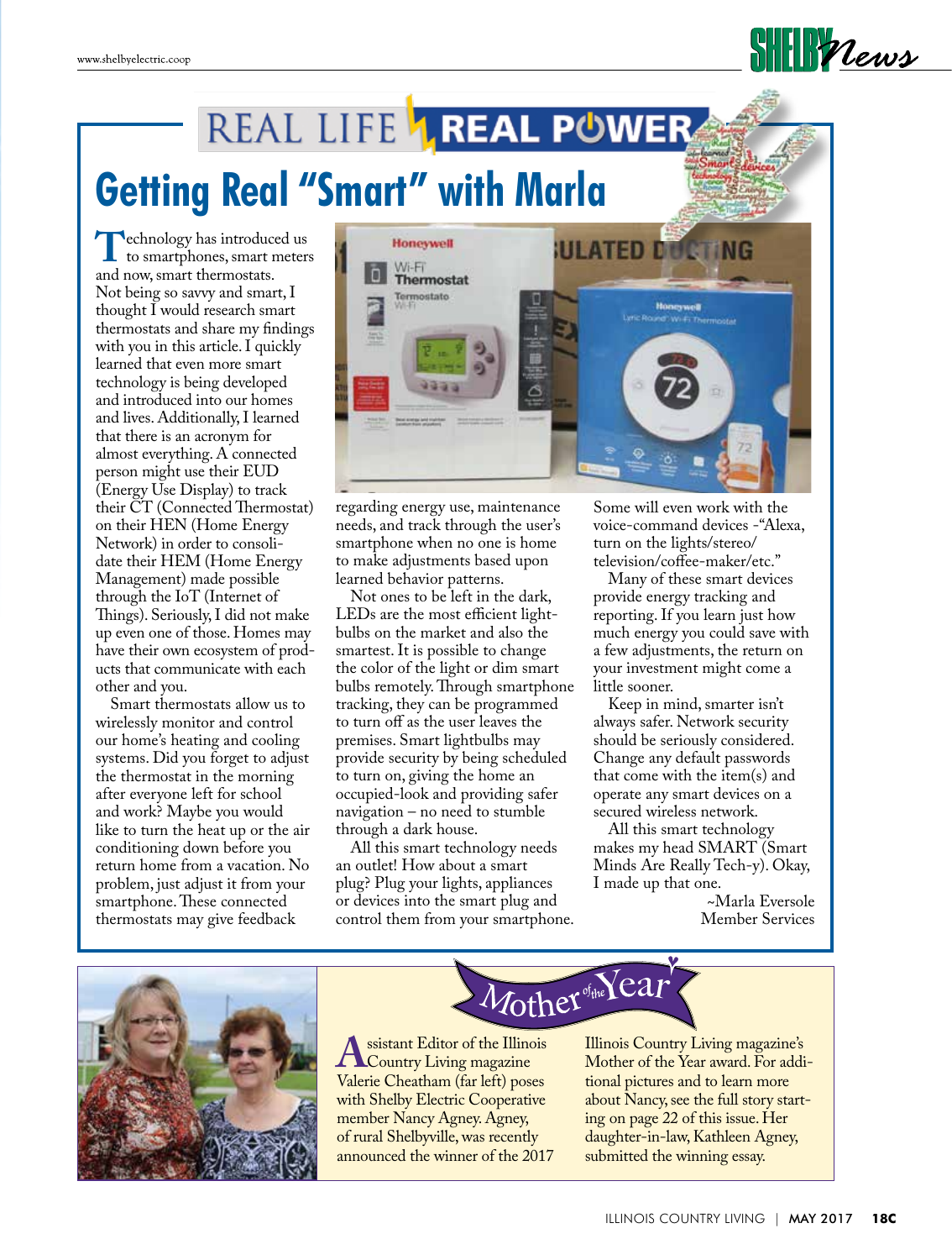# REAL LIFE REAL POWER

## Getting Real "Smart" with Marla

Technology has introduced us to smartphones, smart meters and now, smart thermostats. Not being so savvy and smart, I thought I would research smart thermostats and share my findings with you in this article. I quickly learned that even more smart technology is being developed and introduced into our homes and lives. Additionally, I learned that there is an acronym for almost everything. A connected person might use their EUD (Energy Use Display) to track their CT (Connected Thermostat) on their HEN (Home Energy Network) in order to consolidate their HEM (Home Energy Management) made possible through the IoT (Internet of Things). Seriously, I did not make up even one of those. Homes may have their own ecosystem of products that communicate with each other and you.

Smart thermostats allow us to wirelessly monitor and control our home's heating and cooling systems. Did you forget to adjust the thermostat in the morning after everyone left for school and work? Maybe you would like to turn the heat up or the air conditioning down before you return home from a vacation. No problem, just adjust it from your smartphone. These connected thermostats may give feedback regarding energy use, maintenance needs, and track through the user's smartphone when no one is home to make adjustments based upon learned behavior patterns.

Not ones to be left in the dark, LEDs are the most efficient lightbulbs on the market and also the smartest. It is possible to change the color of the light or dim smart bulbs remotely. Through smartphone tracking, they can be programmed to turn off as the user leaves the premises. Smart lightbulbs may provide security by being scheduled to turn on, giving the home an occupied-look and providing safer navigation – no need to stumble through a dark house.

All this smart technology needs an outlet! How about a smart plug? Plug your lights, appliances or devices into the smart plug and control them from your smartphone. Some will even work with the voice-command devices -"Alexa, turn on the lights/stereo/television/coffee-maker/etc."

Many of these smart devices provide energy tracking and reporting. If you learn just how much energy you could save with a few adjustments, the return on your investment might come a little sooner.

Keep in mind, smarter isn't always safer. Network security should be seriously considered. Change any default passwords that come with the item(s) and operate any smart devices on a secured wireless network.

All this smart technology makes my head SMART (Smart Minds Are Really Tech-y). Okay, I made up that one.

~Marla Eversole
Member Services

## Mother of the Year

Assistant Editor of the Illinois Country Living magazine Valerie Cheatham (far left) poses with Shelby Electric Cooperative member Nancy Agney. Agney, of rural Shelbyville, was recently announced the winner of the 2017 Illinois Country Living magazine's Mother of the Year award. For additional pictures and to learn more about Nancy, see the full story starting on page 22 of this issue. Her daughter-in-law, Kathleen Agney, submitted the winning essay.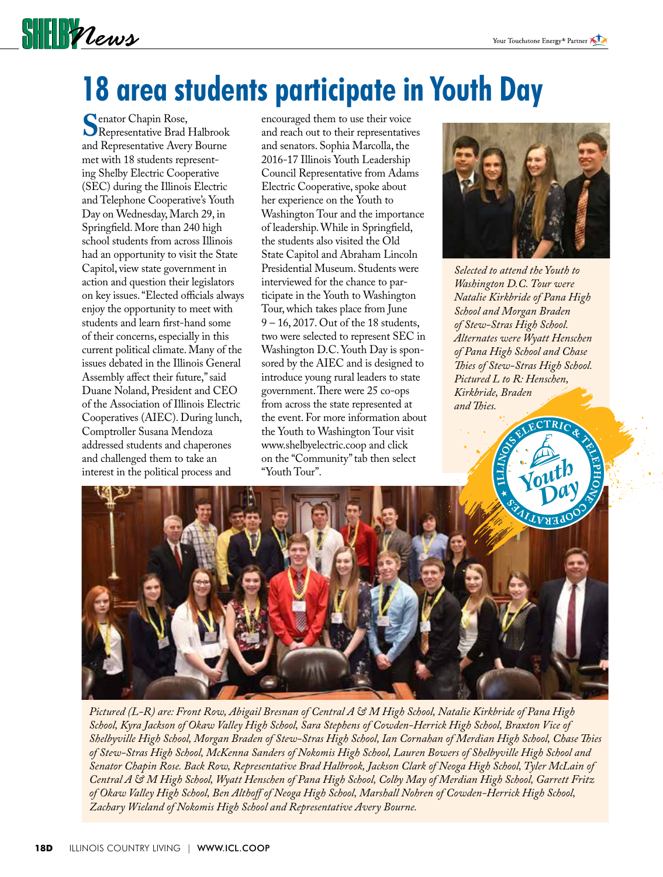# 18 area students participate in Youth Day

Senator Chapin Rose, Representative Brad Halbrook and Representative Avery Bourne met with 18 students representing Shelby Electric Cooperative (SEC) during the Illinois Electric and Telephone Cooperative's Youth Day on Wednesday, March 29, in Springfield. More than 240 high school students from across Illinois had an opportunity to visit the State Capitol, view state government in action and question their legislators on key issues. "Elected officials always enjoy the opportunity to meet with students and learn first-hand some of their concerns, especially in this current political climate. Many of the issues debated in the Illinois General Assembly affect their future," said Duane Noland, President and CEO of the Association of Illinois Electric Cooperatives (AIEC). During lunch, Comptroller Susana Mendoza addressed students and chaperones and challenged them to take an interest in the political process and encouraged them to use their voice and reach out to their representatives and senators. Sophia Marcolla, the 2016-17 Illinois Youth Leadership Council Representative from Adams Electric Cooperative, spoke about her experience on the Youth to Washington Tour and the importance of leadership. While in Springfield, the students also visited the Old State Capitol and Abraham Lincoln Presidential Museum. Students were interviewed for the chance to participate in the Youth to Washington Tour, which takes place from June 9 – 16, 2017. Out of the 18 students, two were selected to represent SEC in Washington D.C. Youth Day is sponsored by the AIEC and is designed to introduce young rural leaders to state government. There were 25 co-ops from across the state represented at the event. For more information about the Youth to Washington Tour visit www.shelbyelectric.coop and click on the "Community" tab then select "Youth Tour".

*Selected to attend the Youth to Washington D.C. Tour were Natalie Kirkbride of Pana High School and Morgan Braden of Stew-Stras High School. Alternates were Wyatt Henschen of Pana High School and Chase Thies of Stew-Stras High School. Pictured L to R: Henschen, Kirkbride, Braden and Thies.*

*Pictured (L-R) are: Front Row, Abigail Bresnan of Central A & M High School, Natalie Kirkbride of Pana High School, Kyra Jackson of Okaw Valley High School, Sara Stephens of Cowden-Herrick High School, Braxton Vice of Shelbyville High School, Morgan Braden of Stew-Stras High School, Ian Cornahan of Merdian High School, Chase Thies of Stew-Stras High School, McKenna Sanders of Nokomis High School, Lauren Bowers of Shelbyville High School and Senator Chapin Rose. Back Row, Representative Brad Halbrook, Jackson Clark of Neoga High School, Tyler McLain of Central A & M High School, Wyatt Henschen of Pana High School, Colby May of Merdian High School, Garrett Fritz of Okaw Valley High School, Ben Althoff of Neoga High School, Marshall Nohren of Cowden-Herrick High School, Zachary Wieland of Nokomis High School and Representative Avery Bourne.*